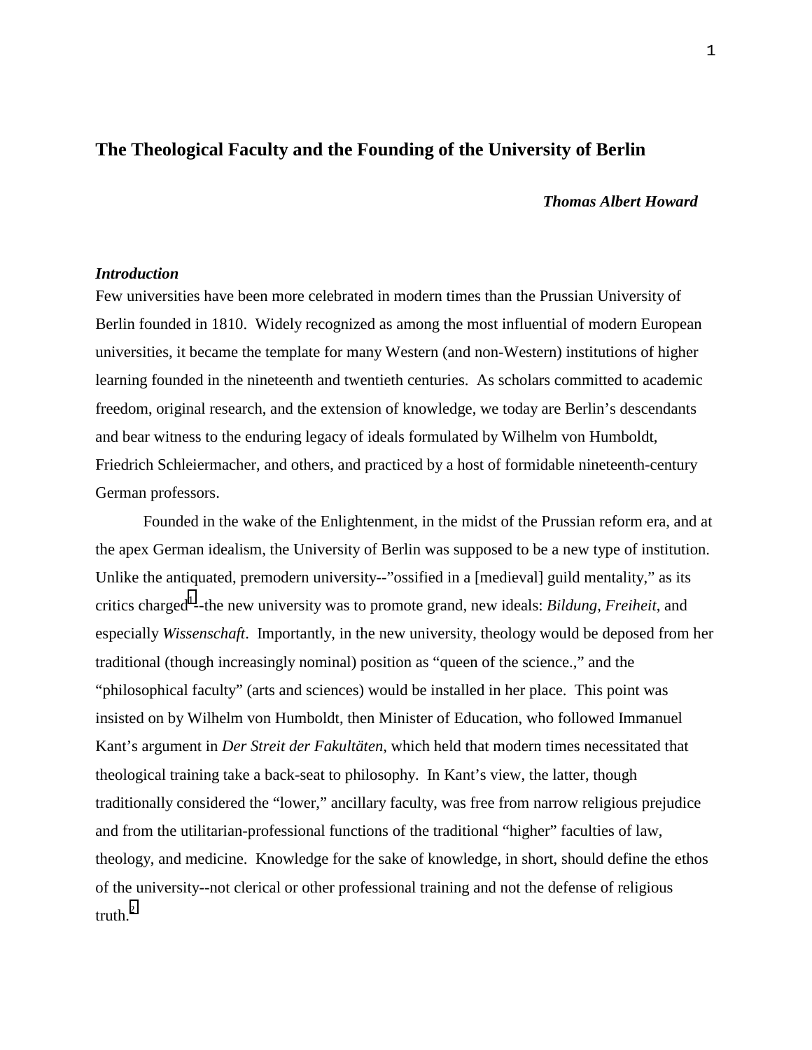# The Theological Faculty and the Founding of the University of Berlin

***Thomas Albert Howard***

### *Introduction*

Few universities have been more celebrated in modern times than the Prussian University of Berlin founded in 1810. Widely recognized as among the most influential of modern European universities, it became the template for many Western (and non-Western) institutions of higher learning founded in the nineteenth and twentieth centuries. As scholars committed to academic freedom, original research, and the extension of knowledge, we today are Berlin's descendants and bear witness to the enduring legacy of ideals formulated by Wilhelm von Humboldt, Friedrich Schleiermacher, and others, and practiced by a host of formidable nineteenth-century German professors.

Founded in the wake of the Enlightenment, in the midst of the Prussian reform era, and at the apex German idealism, the University of Berlin was supposed to be a new type of institution. Unlike the antiquated, premodern university--"ossified in a [medieval] guild mentality," as its critics charged[1]--the new university was to promote grand, new ideals: *Bildung*, *Freiheit*, and especially *Wissenschaft*. Importantly, in the new university, theology would be deposed from her traditional (though increasingly nominal) position as "queen of the science.," and the "philosophical faculty" (arts and sciences) would be installed in her place. This point was insisted on by Wilhelm von Humboldt, then Minister of Education, who followed Immanuel Kant's argument in *Der Streit der Fakultäten*, which held that modern times necessitated that theological training take a back-seat to philosophy. In Kant's view, the latter, though traditionally considered the "lower," ancillary faculty, was free from narrow religious prejudice and from the utilitarian-professional functions of the traditional "higher" faculties of law, theology, and medicine. Knowledge for the sake of knowledge, in short, should define the ethos of the university--not clerical or other professional training and not the defense of religious truth.[2]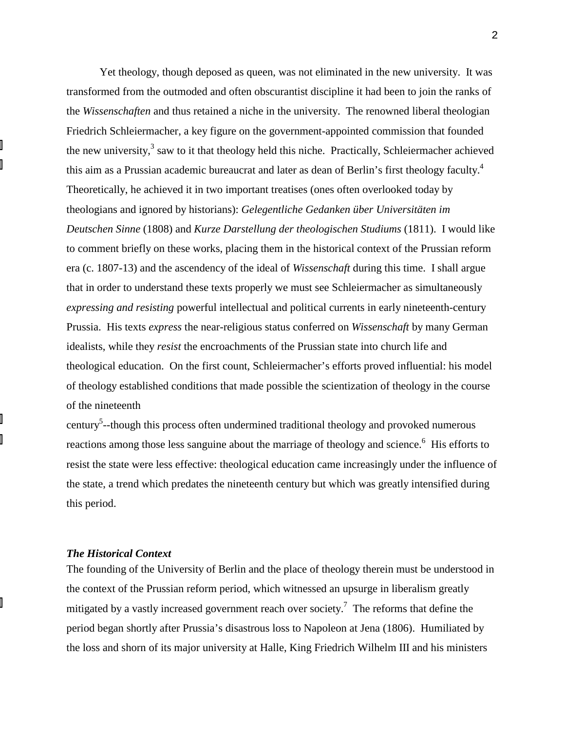Yet theology, though deposed as queen, was not eliminated in the new university. It was transformed from the outmoded and often obscurantist discipline it had been to join the ranks of the *Wissenschaften* and thus retained a niche in the university. The renowned liberal theologian Friedrich Schleiermacher, a key figure on the government-appointed commission that founded the new university,[3] saw to it that theology held this niche. Practically, Schleiermacher achieved this aim as a Prussian academic bureaucrat and later as dean of Berlin's first theology faculty.[4] Theoretically, he achieved it in two important treatises (ones often overlooked today by theologians and ignored by historians): *Gelegentliche Gedanken über Universitäten im Deutschen Sinne* (1808) and *Kurze Darstellung der theologischen Studiums* (1811). I would like to comment briefly on these works, placing them in the historical context of the Prussian reform era (c. 1807-13) and the ascendency of the ideal of *Wissenschaft* during this time. I shall argue that in order to understand these texts properly we must see Schleiermacher as simultaneously *expressing and resisting* powerful intellectual and political currents in early nineteenth-century Prussia. His texts *express* the near-religious status conferred on *Wissenschaft* by many German idealists, while they *resist* the encroachments of the Prussian state into church life and theological education. On the first count, Schleiermacher's efforts proved influential: his model of theology established conditions that made possible the scientization of theology in the course of the nineteenth century[5]--though this process often undermined traditional theology and provoked numerous reactions among those less sanguine about the marriage of theology and science.[6] His efforts to resist the state were less effective: theological education came increasingly under the influence of the state, a trend which predates the nineteenth century but which was greatly intensified during this period.

***The Historical Context***

The founding of the University of Berlin and the place of theology therein must be understood in the context of the Prussian reform period, which witnessed an upsurge in liberalism greatly mitigated by a vastly increased government reach over society.[7] The reforms that define the period began shortly after Prussia's disastrous loss to Napoleon at Jena (1806). Humiliated by the loss and shorn of its major university at Halle, King Friedrich Wilhelm III and his ministers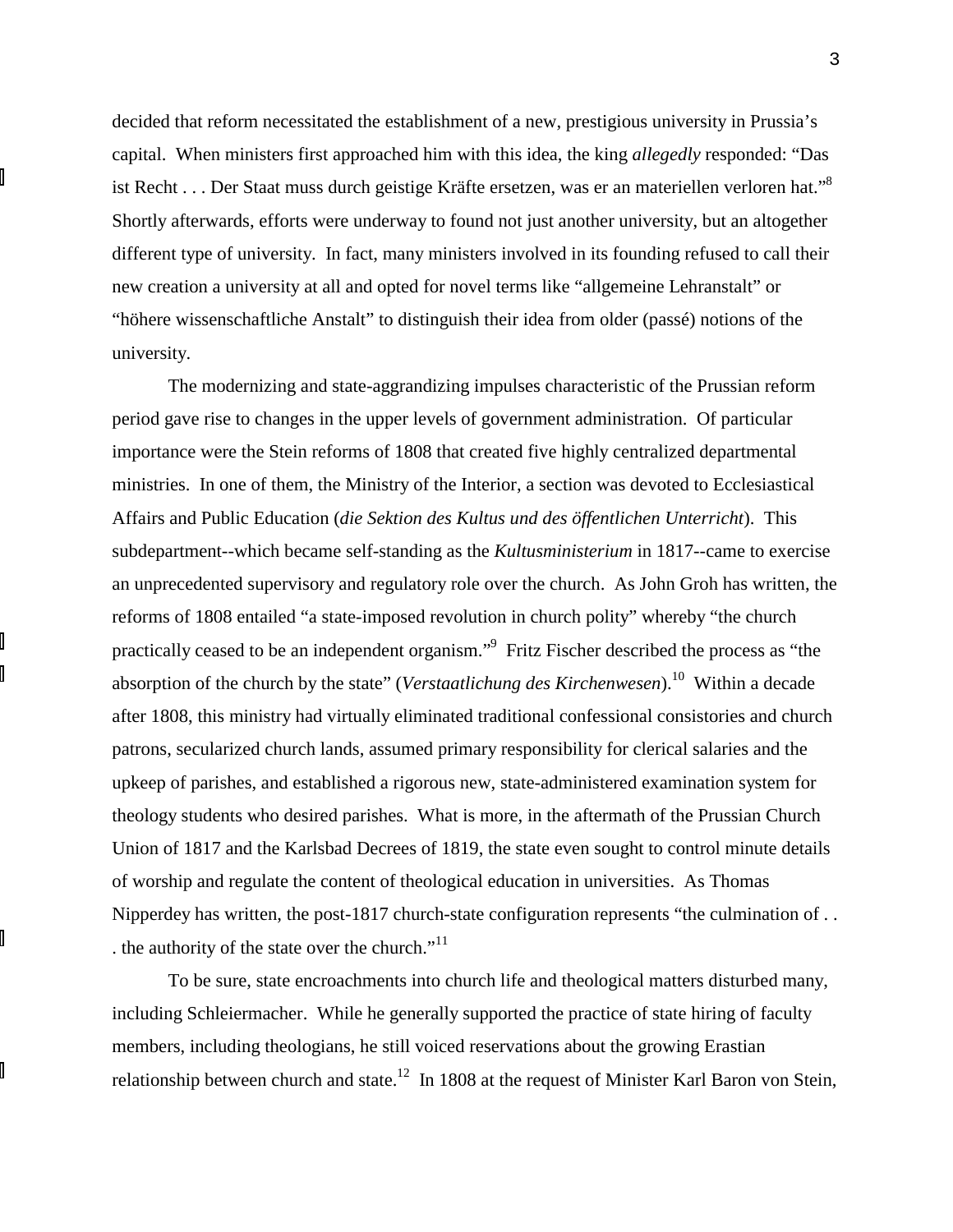decided that reform necessitated the establishment of a new, prestigious university in Prussia's capital. When ministers first approached him with this idea, the king *allegedly* responded: "Das ist Recht . . . Der Staat muss durch geistige Kräfte ersetzen, was er an materiellen verloren hat."[8] Shortly afterwards, efforts were underway to found not just another university, but an altogether different type of university. In fact, many ministers involved in its founding refused to call their new creation a university at all and opted for novel terms like "allgemeine Lehranstalt" or "höhere wissenschaftliche Anstalt" to distinguish their idea from older (passé) notions of the university.

The modernizing and state-aggrandizing impulses characteristic of the Prussian reform period gave rise to changes in the upper levels of government administration. Of particular importance were the Stein reforms of 1808 that created five highly centralized departmental ministries. In one of them, the Ministry of the Interior, a section was devoted to Ecclesiastical Affairs and Public Education (*die Sektion des Kultus und des öffentlichen Unterricht*). This subdepartment--which became self-standing as the *Kultusministerium* in 1817--came to exercise an unprecedented supervisory and regulatory role over the church. As John Groh has written, the reforms of 1808 entailed "a state-imposed revolution in church polity" whereby "the church practically ceased to be an independent organism."[9] Fritz Fischer described the process as "the absorption of the church by the state" (*Verstaatlichung des Kirchenwesen*).[10] Within a decade after 1808, this ministry had virtually eliminated traditional confessional consistories and church patrons, secularized church lands, assumed primary responsibility for clerical salaries and the upkeep of parishes, and established a rigorous new, state-administered examination system for theology students who desired parishes. What is more, in the aftermath of the Prussian Church Union of 1817 and the Karlsbad Decrees of 1819, the state even sought to control minute details of worship and regulate the content of theological education in universities. As Thomas Nipperdey has written, the post-1817 church-state configuration represents "the culmination of . . . the authority of the state over the church."[11]

To be sure, state encroachments into church life and theological matters disturbed many, including Schleiermacher. While he generally supported the practice of state hiring of faculty members, including theologians, he still voiced reservations about the growing Erastian relationship between church and state.[12] In 1808 at the request of Minister Karl Baron von Stein,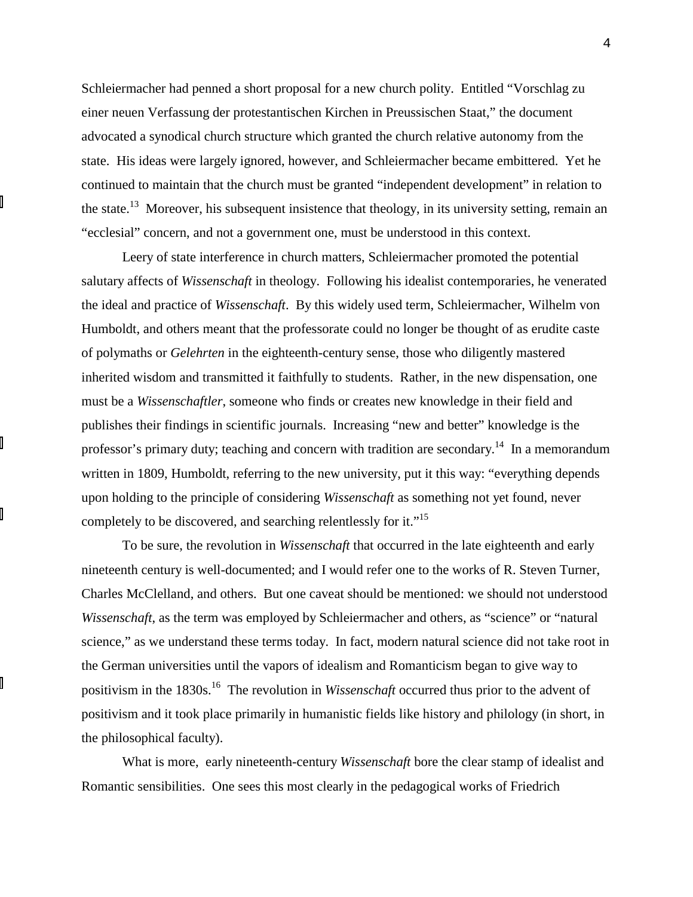Schleiermacher had penned a short proposal for a new church polity. Entitled "Vorschlag zu einer neuen Verfassung der protestantischen Kirchen in Preussischen Staat," the document advocated a synodical church structure which granted the church relative autonomy from the state. His ideas were largely ignored, however, and Schleiermacher became embittered. Yet he continued to maintain that the church must be granted "independent development" in relation to the state.[13] Moreover, his subsequent insistence that theology, in its university setting, remain an "ecclesial" concern, and not a government one, must be understood in this context.

Leery of state interference in church matters, Schleiermacher promoted the potential salutary affects of *Wissenschaft* in theology. Following his idealist contemporaries, he venerated the ideal and practice of *Wissenschaft*. By this widely used term, Schleiermacher, Wilhelm von Humboldt, and others meant that the professorate could no longer be thought of as erudite caste of polymaths or *Gelehrten* in the eighteenth-century sense, those who diligently mastered inherited wisdom and transmitted it faithfully to students. Rather, in the new dispensation, one must be a *Wissenschaftler*, someone who finds or creates new knowledge in their field and publishes their findings in scientific journals. Increasing "new and better" knowledge is the professor's primary duty; teaching and concern with tradition are secondary.[14] In a memorandum written in 1809, Humboldt, referring to the new university, put it this way: "everything depends upon holding to the principle of considering *Wissenschaft* as something not yet found, never completely to be discovered, and searching relentlessly for it."[15]

To be sure, the revolution in *Wissenschaft* that occurred in the late eighteenth and early nineteenth century is well-documented; and I would refer one to the works of R. Steven Turner, Charles McClelland, and others. But one caveat should be mentioned: we should not understood *Wissenschaft*, as the term was employed by Schleiermacher and others, as "science" or "natural science," as we understand these terms today. In fact, modern natural science did not take root in the German universities until the vapors of idealism and Romanticism began to give way to positivism in the 1830s.[16] The revolution in *Wissenschaft* occurred thus prior to the advent of positivism and it took place primarily in humanistic fields like history and philology (in short, in the philosophical faculty).

What is more, early nineteenth-century *Wissenschaft* bore the clear stamp of idealist and Romantic sensibilities. One sees this most clearly in the pedagogical works of Friedrich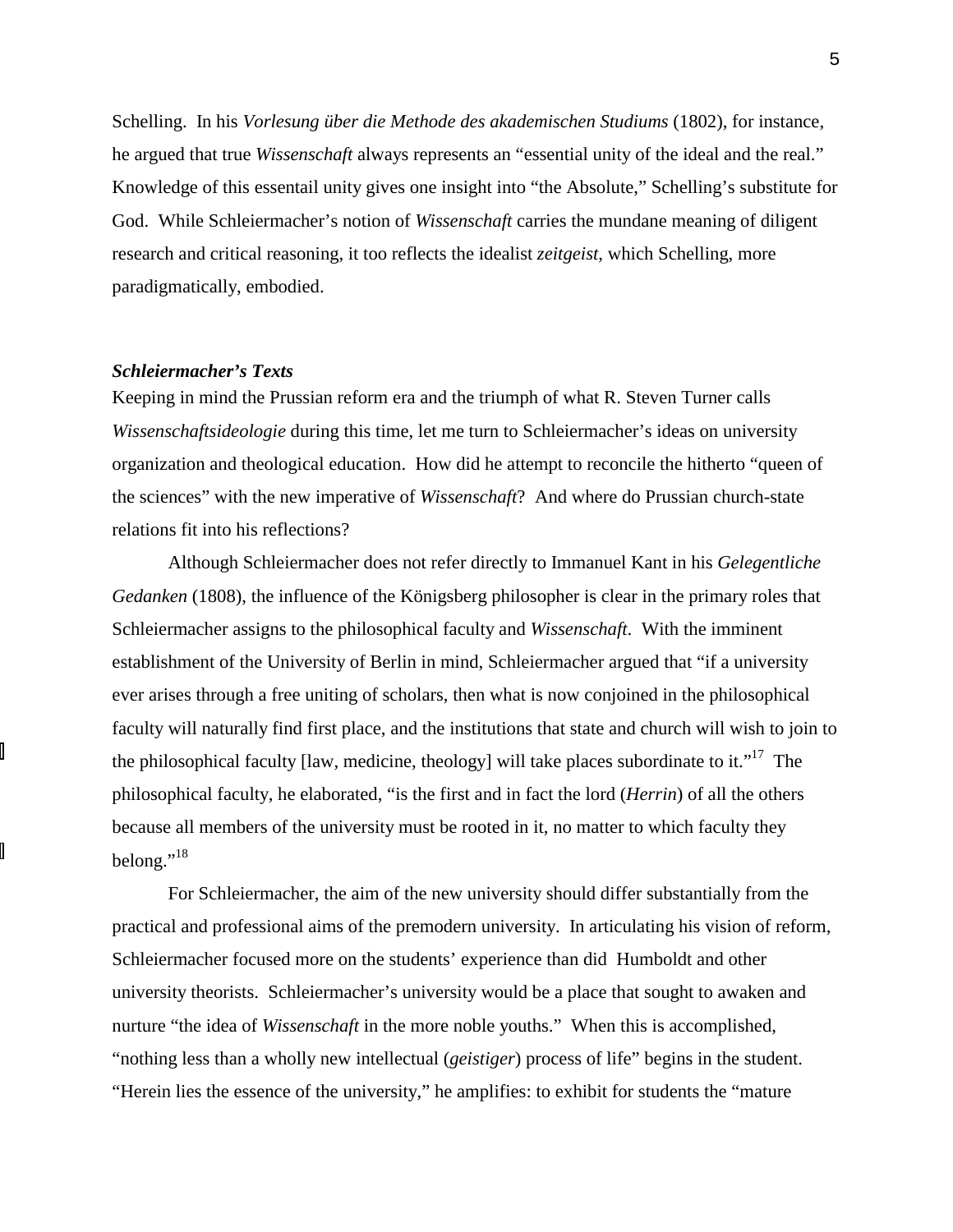Schelling. In his *Vorlesung über die Methode des akademischen Studiums* (1802), for instance, he argued that true *Wissenschaft* always represents an "essential unity of the ideal and the real." Knowledge of this essentail unity gives one insight into "the Absolute," Schelling's substitute for God. While Schleiermacher's notion of *Wissenschaft* carries the mundane meaning of diligent research and critical reasoning, it too reflects the idealist *zeitgeist*, which Schelling, more paradigmatically, embodied.

### *Schleiermacher's Texts*

Keeping in mind the Prussian reform era and the triumph of what R. Steven Turner calls *Wissenschaftsideologie* during this time, let me turn to Schleiermacher's ideas on university organization and theological education. How did he attempt to reconcile the hitherto "queen of the sciences" with the new imperative of *Wissenschaft*? And where do Prussian church-state relations fit into his reflections?

Although Schleiermacher does not refer directly to Immanuel Kant in his *Gelegentliche Gedanken* (1808), the influence of the Königsberg philosopher is clear in the primary roles that Schleiermacher assigns to the philosophical faculty and *Wissenschaft*. With the imminent establishment of the University of Berlin in mind, Schleiermacher argued that "if a university ever arises through a free uniting of scholars, then what is now conjoined in the philosophical faculty will naturally find first place, and the institutions that state and church will wish to join to the philosophical faculty [law, medicine, theology] will take places subordinate to it."[17] The philosophical faculty, he elaborated, "is the first and in fact the lord (*Herrin*) of all the others because all members of the university must be rooted in it, no matter to which faculty they belong."[18]

For Schleiermacher, the aim of the new university should differ substantially from the practical and professional aims of the premodern university. In articulating his vision of reform, Schleiermacher focused more on the students' experience than did Humboldt and other university theorists. Schleiermacher's university would be a place that sought to awaken and nurture "the idea of *Wissenschaft* in the more noble youths." When this is accomplished, "nothing less than a wholly new intellectual (*geistiger*) process of life" begins in the student. "Herein lies the essence of the university," he amplifies: to exhibit for students the "mature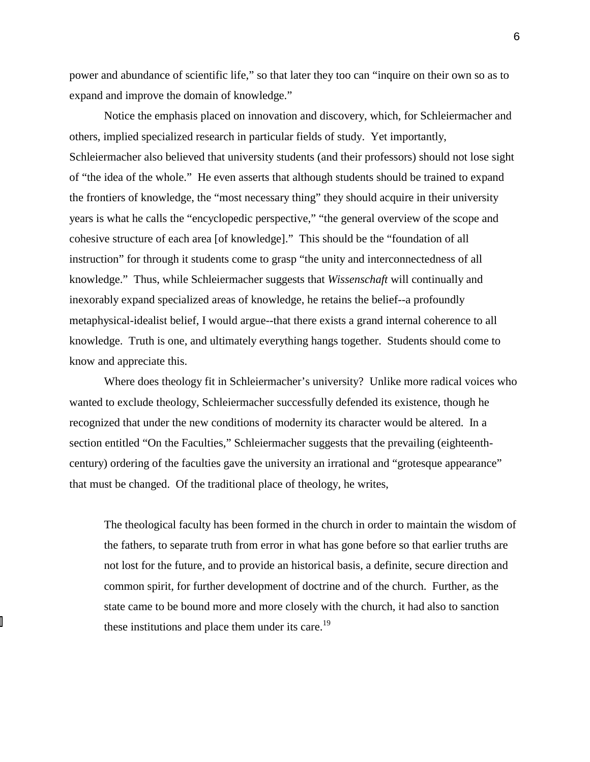power and abundance of scientific life," so that later they too can "inquire on their own so as to expand and improve the domain of knowledge."

Notice the emphasis placed on innovation and discovery, which, for Schleiermacher and others, implied specialized research in particular fields of study. Yet importantly, Schleiermacher also believed that university students (and their professors) should not lose sight of "the idea of the whole." He even asserts that although students should be trained to expand the frontiers of knowledge, the "most necessary thing" they should acquire in their university years is what he calls the "encyclopedic perspective," "the general overview of the scope and cohesive structure of each area [of knowledge]." This should be the "foundation of all instruction" for through it students come to grasp "the unity and interconnectedness of all knowledge." Thus, while Schleiermacher suggests that *Wissenschaft* will continually and inexorably expand specialized areas of knowledge, he retains the belief--a profoundly metaphysical-idealist belief, I would argue--that there exists a grand internal coherence to all knowledge. Truth is one, and ultimately everything hangs together. Students should come to know and appreciate this.

Where does theology fit in Schleiermacher's university? Unlike more radical voices who wanted to exclude theology, Schleiermacher successfully defended its existence, though he recognized that under the new conditions of modernity its character would be altered. In a section entitled "On the Faculties," Schleiermacher suggests that the prevailing (eighteenth-century) ordering of the faculties gave the university an irrational and "grotesque appearance" that must be changed. Of the traditional place of theology, he writes,

> The theological faculty has been formed in the church in order to maintain the wisdom of the fathers, to separate truth from error in what has gone before so that earlier truths are not lost for the future, and to provide an historical basis, a definite, secure direction and common spirit, for further development of doctrine and of the church. Further, as the state came to be bound more and more closely with the church, it had also to sanction these institutions and place them under its care.[19]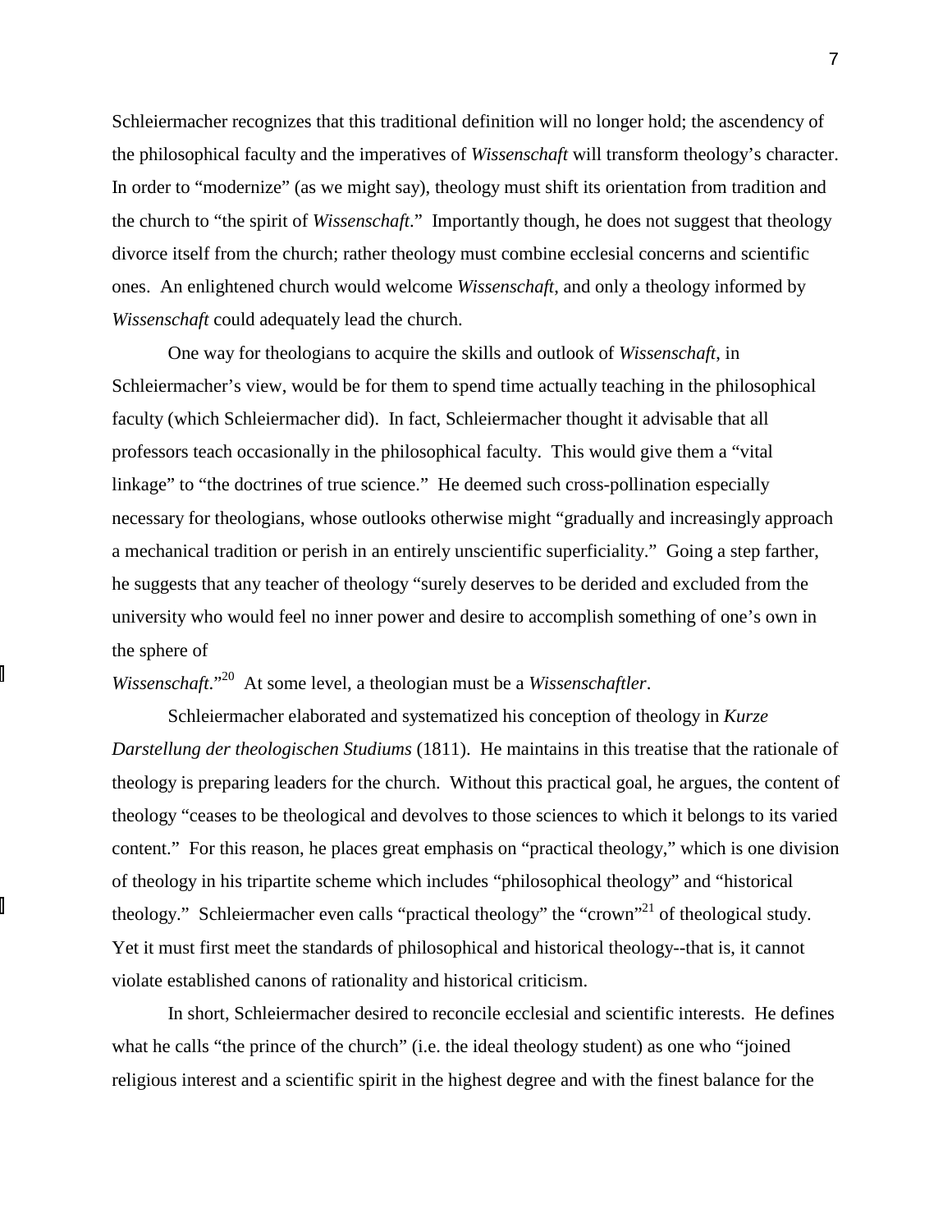Schleiermacher recognizes that this traditional definition will no longer hold; the ascendency of the philosophical faculty and the imperatives of *Wissenschaft* will transform theology's character. In order to "modernize" (as we might say), theology must shift its orientation from tradition and the church to "the spirit of *Wissenschaft*." Importantly though, he does not suggest that theology divorce itself from the church; rather theology must combine ecclesial concerns and scientific ones. An enlightened church would welcome *Wissenschaft*, and only a theology informed by *Wissenschaft* could adequately lead the church.

One way for theologians to acquire the skills and outlook of *Wissenschaft*, in Schleiermacher's view, would be for them to spend time actually teaching in the philosophical faculty (which Schleiermacher did). In fact, Schleiermacher thought it advisable that all professors teach occasionally in the philosophical faculty. This would give them a "vital linkage" to "the doctrines of true science." He deemed such cross-pollination especially necessary for theologians, whose outlooks otherwise might "gradually and increasingly approach a mechanical tradition or perish in an entirely unscientific superficiality." Going a step farther, he suggests that any teacher of theology "surely deserves to be derided and excluded from the university who would feel no inner power and desire to accomplish something of one's own in the sphere of *Wissenschaft*."[20] At some level, a theologian must be a *Wissenschaftler*.

Schleiermacher elaborated and systematized his conception of theology in *Kurze Darstellung der theologischen Studiums* (1811). He maintains in this treatise that the rationale of theology is preparing leaders for the church. Without this practical goal, he argues, the content of theology "ceases to be theological and devolves to those sciences to which it belongs to its varied content." For this reason, he places great emphasis on "practical theology," which is one division of theology in his tripartite scheme which includes "philosophical theology" and "historical theology." Schleiermacher even calls "practical theology" the "crown"[21] of theological study. Yet it must first meet the standards of philosophical and historical theology--that is, it cannot violate established canons of rationality and historical criticism.

In short, Schleiermacher desired to reconcile ecclesial and scientific interests. He defines what he calls "the prince of the church" (i.e. the ideal theology student) as one who "joined religious interest and a scientific spirit in the highest degree and with the finest balance for the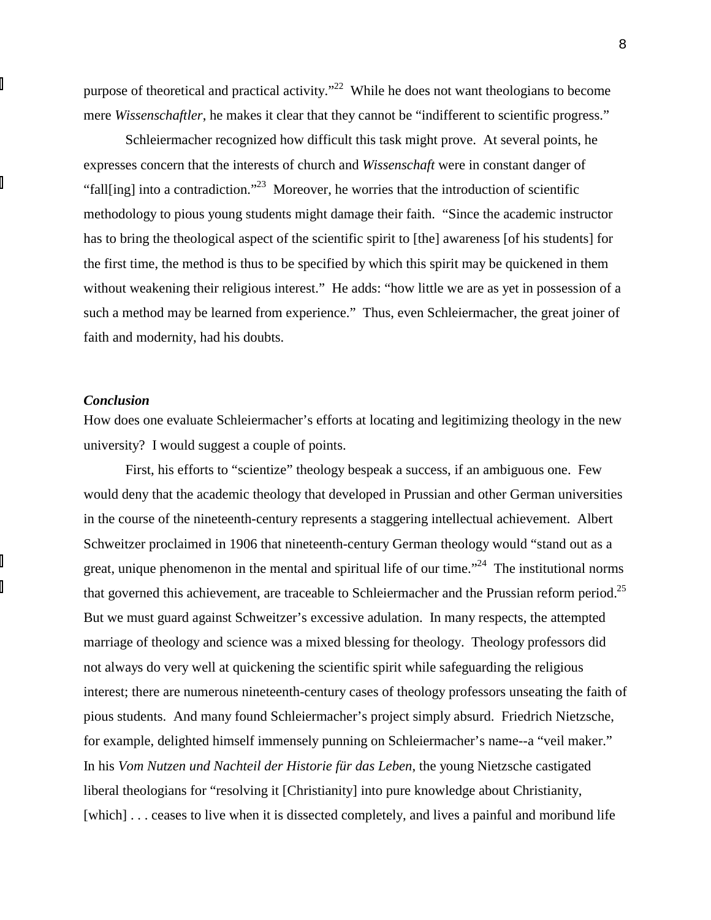purpose of theoretical and practical activity."[22] While he does not want theologians to become mere *Wissenschaftler*, he makes it clear that they cannot be "indifferent to scientific progress."

Schleiermacher recognized how difficult this task might prove. At several points, he expresses concern that the interests of church and *Wissenschaft* were in constant danger of "fall[ing] into a contradiction."[23] Moreover, he worries that the introduction of scientific methodology to pious young students might damage their faith. "Since the academic instructor has to bring the theological aspect of the scientific spirit to [the] awareness [of his students] for the first time, the method is thus to be specified by which this spirit may be quickened in them without weakening their religious interest." He adds: "how little we are as yet in possession of a such a method may be learned from experience." Thus, even Schleiermacher, the great joiner of faith and modernity, had his doubts.

### *Conclusion*

How does one evaluate Schleiermacher's efforts at locating and legitimizing theology in the new university? I would suggest a couple of points.

First, his efforts to "scientize" theology bespeak a success, if an ambiguous one. Few would deny that the academic theology that developed in Prussian and other German universities in the course of the nineteenth-century represents a staggering intellectual achievement. Albert Schweitzer proclaimed in 1906 that nineteenth-century German theology would "stand out as a great, unique phenomenon in the mental and spiritual life of our time."[24] The institutional norms that governed this achievement, are traceable to Schleiermacher and the Prussian reform period.[25] But we must guard against Schweitzer's excessive adulation. In many respects, the attempted marriage of theology and science was a mixed blessing for theology. Theology professors did not always do very well at quickening the scientific spirit while safeguarding the religious interest; there are numerous nineteenth-century cases of theology professors unseating the faith of pious students. And many found Schleiermacher's project simply absurd. Friedrich Nietzsche, for example, delighted himself immensely punning on Schleiermacher's name--a "veil maker." In his *Vom Nutzen und Nachteil der Historie für das Leben*, the young Nietzsche castigated liberal theologians for "resolving it [Christianity] into pure knowledge about Christianity, [which] . . . ceases to live when it is dissected completely, and lives a painful and moribund life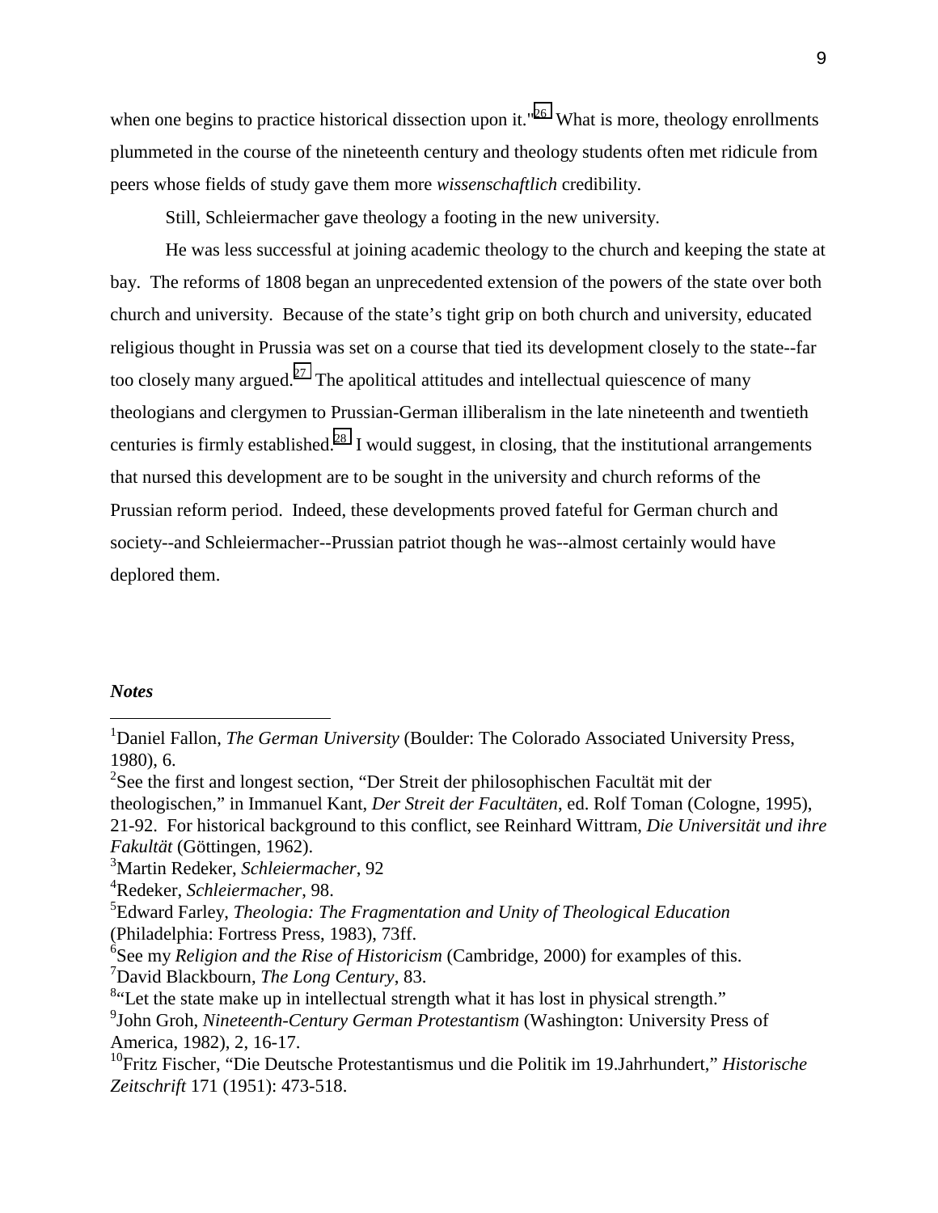when one begins to practice historical dissection upon it."[26] What is more, theology enrollments plummeted in the course of the nineteenth century and theology students often met ridicule from peers whose fields of study gave them more *wissenschaftlich* credibility.

Still, Schleiermacher gave theology a footing in the new university.

He was less successful at joining academic theology to the church and keeping the state at bay. The reforms of 1808 began an unprecedented extension of the powers of the state over both church and university. Because of the state's tight grip on both church and university, educated religious thought in Prussia was set on a course that tied its development closely to the state--far too closely many argued.[27] The apolitical attitudes and intellectual quiescence of many theologians and clergymen to Prussian-German illiberalism in the late nineteenth and twentieth centuries is firmly established.[28] I would suggest, in closing, that the institutional arrangements that nursed this development are to be sought in the university and church reforms of the Prussian reform period. Indeed, these developments proved fateful for German church and society--and Schleiermacher--Prussian patriot though he was--almost certainly would have deplored them.

***Notes***

[1]Daniel Fallon, *The German University* (Boulder: The Colorado Associated University Press, 1980), 6.

[2]See the first and longest section, "Der Streit der philosophischen Facultät mit der theologischen," in Immanuel Kant, *Der Streit der Facultäten*, ed. Rolf Toman (Cologne, 1995), 21-92. For historical background to this conflict, see Reinhard Wittram, *Die Universität und ihre Fakultät* (Göttingen, 1962).

[3]Martin Redeker, *Schleiermacher*, 92

[4]Redeker, *Schleiermacher*, 98.

[5]Edward Farley, *Theologia: The Fragmentation and Unity of Theological Education* (Philadelphia: Fortress Press, 1983), 73ff.

[6]See my *Religion and the Rise of Historicism* (Cambridge, 2000) for examples of this.

[7]David Blackbourn, *The Long Century*, 83.

[8]"Let the state make up in intellectual strength what it has lost in physical strength."

[9]John Groh, *Nineteenth-Century German Protestantism* (Washington: University Press of America, 1982), 2, 16-17.

[10]Fritz Fischer, "Die Deutsche Protestantismus und die Politik im 19.Jahrhundert," *Historische Zeitschrift* 171 (1951): 473-518.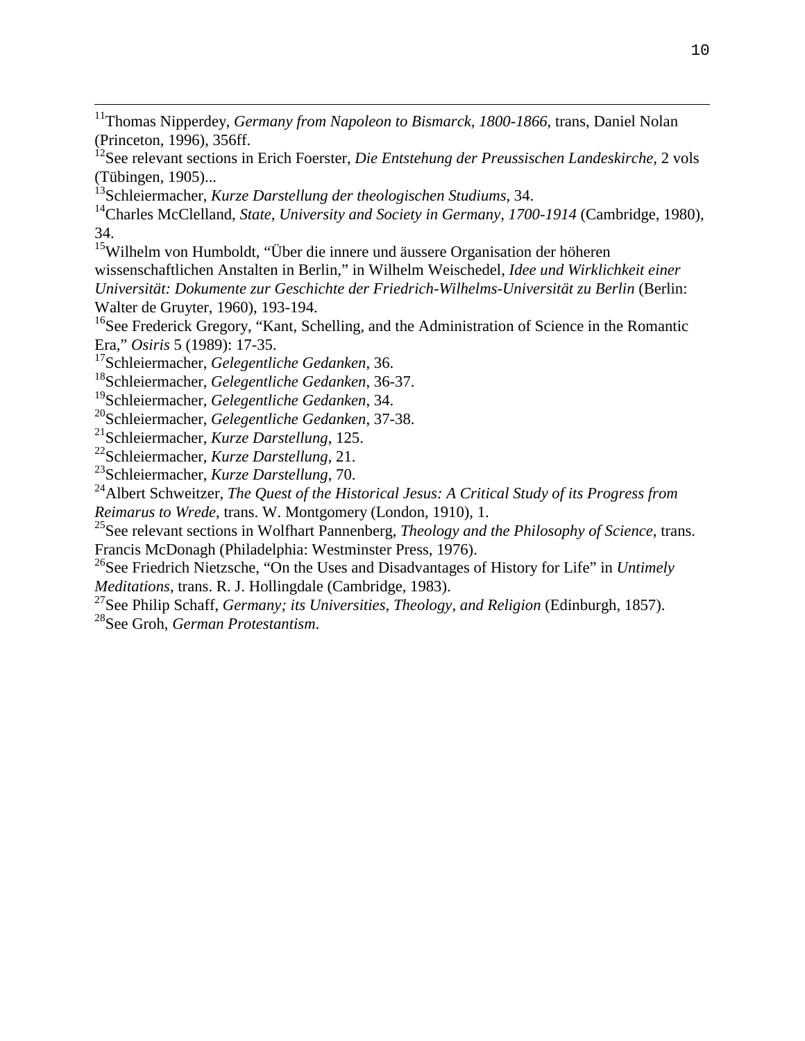[11]Thomas Nipperdey, *Germany from Napoleon to Bismarck, 1800-1866*, trans, Daniel Nolan (Princeton, 1996), 356ff.

[12]See relevant sections in Erich Foerster, *Die Entstehung der Preussischen Landeskirche*, 2 vols (Tübingen, 1905)...

[13]Schleiermacher, *Kurze Darstellung der theologischen Studiums*, 34.

[14]Charles McClelland, *State, University and Society in Germany, 1700-1914* (Cambridge, 1980), 34.

[15]Wilhelm von Humboldt, "Über die innere und äussere Organisation der höheren wissenschaftlichen Anstalten in Berlin," in Wilhelm Weischedel, *Idee und Wirklichkeit einer Universität: Dokumente zur Geschichte der Friedrich-Wilhelms-Universität zu Berlin* (Berlin: Walter de Gruyter, 1960), 193-194.

[16]See Frederick Gregory, "Kant, Schelling, and the Administration of Science in the Romantic Era," *Osiris* 5 (1989): 17-35.

[17]Schleiermacher, *Gelegentliche Gedanken*, 36.

[18]Schleiermacher, *Gelegentliche Gedanken*, 36-37.

[19]Schleiermacher, *Gelegentliche Gedanken*, 34.

[20]Schleiermacher, *Gelegentliche Gedanken*, 37-38.

[21]Schleiermacher, *Kurze Darstellung*, 125.

[22]Schleiermacher, *Kurze Darstellung*, 21.

[23]Schleiermacher, *Kurze Darstellung*, 70.

[24]Albert Schweitzer, *The Quest of the Historical Jesus: A Critical Study of its Progress from Reimarus to Wrede*, trans. W. Montgomery (London, 1910), 1.

[25]See relevant sections in Wolfhart Pannenberg, *Theology and the Philosophy of Science*, trans. Francis McDonagh (Philadelphia: Westminster Press, 1976).

[26]See Friedrich Nietzsche, "On the Uses and Disadvantages of History for Life" in *Untimely Meditations*, trans. R. J. Hollingdale (Cambridge, 1983).

[27]See Philip Schaff, *Germany; its Universities, Theology, and Religion* (Edinburgh, 1857).

[28]See Groh, *German Protestantism*.